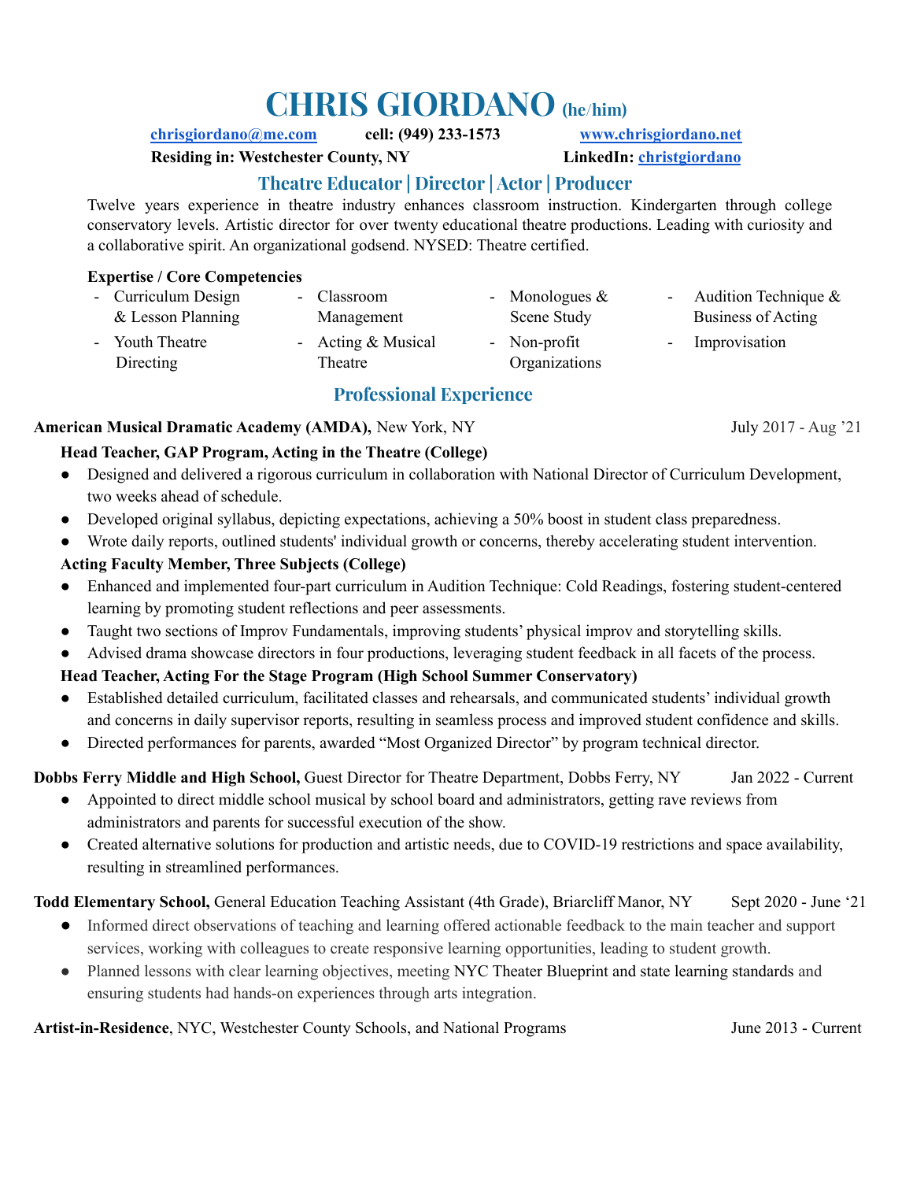# CHRIS GIORDANO (he/him)

chrisgiordano@me.com cell: (949) 233-1573 www.chrisgiordano.net

**Residing in: Westchester County, NY** **LinkedIn: christgiordano**

## Theatre Educator | Director | Actor | Producer

Twelve years experience in theatre industry enhances classroom instruction. Kindergarten through college conservatory levels. Artistic director for over twenty educational theatre productions. Leading with curiosity and a collaborative spirit. An organizational godsend. NYSED: Theatre certified.

**Expertise / Core Competencies**

- Curriculum Design & Lesson Planning
- Classroom Management
- Monologues & Scene Study
- Audition Technique & Business of Acting
- Youth Theatre Directing
- Acting & Musical Theatre
- Non-profit Organizations
- Improvisation

## Professional Experience

**American Musical Dramatic Academy (AMDA),** New York, NY — July 2017 - Aug '21

**Head Teacher, GAP Program, Acting in the Theatre (College)**

- Designed and delivered a rigorous curriculum in collaboration with National Director of Curriculum Development, two weeks ahead of schedule.
- Developed original syllabus, depicting expectations, achieving a 50% boost in student class preparedness.
- Wrote daily reports, outlined students' individual growth or concerns, thereby accelerating student intervention.

**Acting Faculty Member, Three Subjects (College)**

- Enhanced and implemented four-part curriculum in Audition Technique: Cold Readings, fostering student-centered learning by promoting student reflections and peer assessments.
- Taught two sections of Improv Fundamentals, improving students' physical improv and storytelling skills.
- Advised drama showcase directors in four productions, leveraging student feedback in all facets of the process.

**Head Teacher, Acting For the Stage Program (High School Summer Conservatory)**

- Established detailed curriculum, facilitated classes and rehearsals, and communicated students' individual growth and concerns in daily supervisor reports, resulting in seamless process and improved student confidence and skills.
- Directed performances for parents, awarded "Most Organized Director" by program technical director.

**Dobbs Ferry Middle and High School,** Guest Director for Theatre Department, Dobbs Ferry, NY — Jan 2022 - Current

- Appointed to direct middle school musical by school board and administrators, getting rave reviews from administrators and parents for successful execution of the show.
- Created alternative solutions for production and artistic needs, due to COVID-19 restrictions and space availability, resulting in streamlined performances.

**Todd Elementary School,** General Education Teaching Assistant (4th Grade), Briarcliff Manor, NY — Sept 2020 - June '21

- Informed direct observations of teaching and learning offered actionable feedback to the main teacher and support services, working with colleagues to create responsive learning opportunities, leading to student growth.
- Planned lessons with clear learning objectives, meeting NYC Theater Blueprint and state learning standards and ensuring students had hands-on experiences through arts integration.

**Artist-in-Residence**, NYC, Westchester County Schools, and National Programs — June 2013 - Current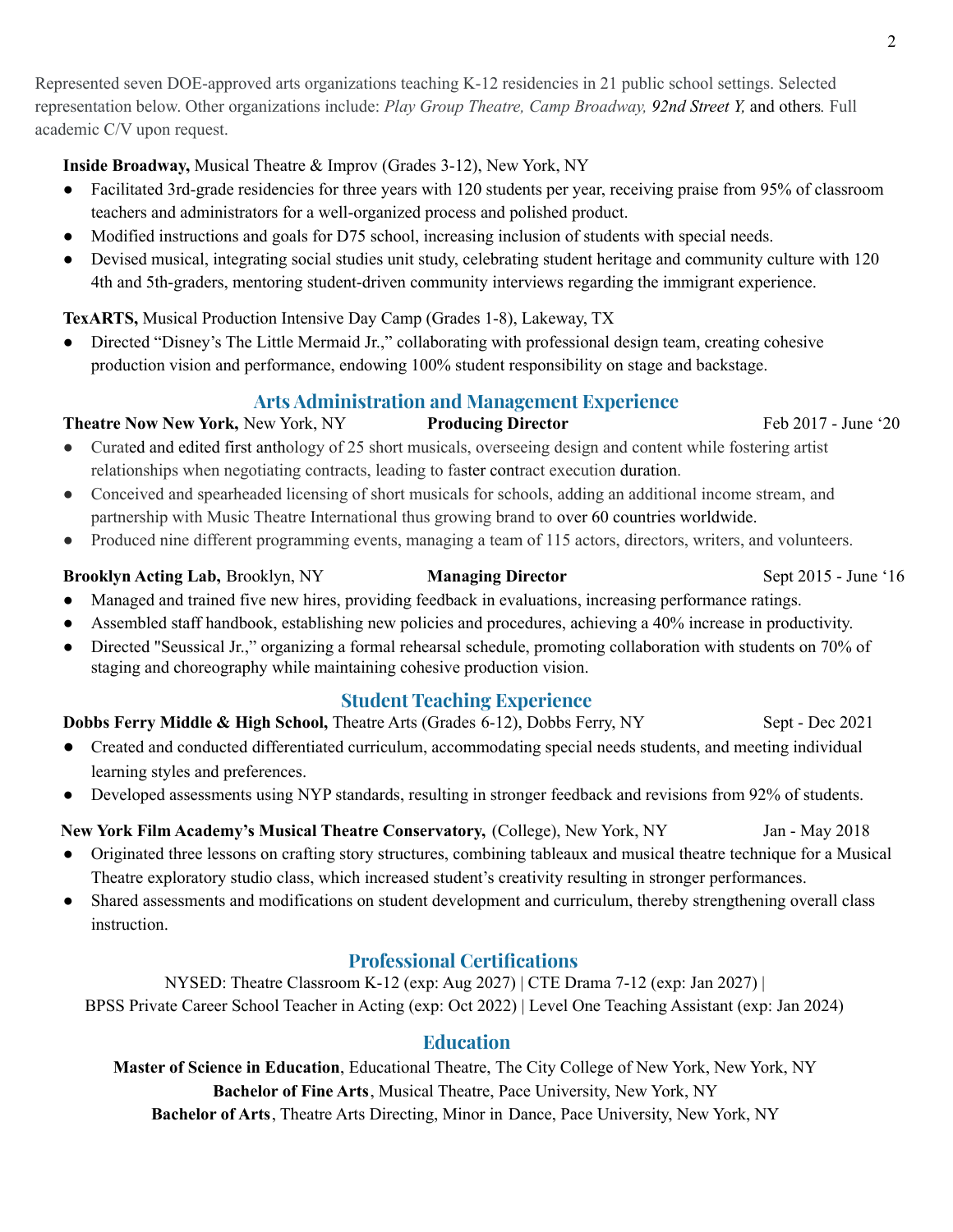Represented seven DOE-approved arts organizations teaching K-12 residencies in 21 public school settings. Selected representation below. Other organizations include: *Play Group Theatre, Camp Broadway, 92nd Street Y,* and others*.* Full academic C/V upon request.

**Inside Broadway,** Musical Theatre & Improv (Grades 3-12), New York, NY

- Facilitated 3rd-grade residencies for three years with 120 students per year, receiving praise from 95% of classroom teachers and administrators for a well-organized process and polished product.
- Modified instructions and goals for D75 school, increasing inclusion of students with special needs.
- Devised musical, integrating social studies unit study, celebrating student heritage and community culture with 120 4th and 5th-graders, mentoring student-driven community interviews regarding the immigrant experience.

**TexARTS,** Musical Production Intensive Day Camp (Grades 1-8), Lakeway, TX

- Directed "Disney's The Little Mermaid Jr.," collaborating with professional design team, creating cohesive production vision and performance, endowing 100% student responsibility on stage and backstage.

## Arts Administration and Management Experience

**Theatre Now New York,** New York, NY **Producing Director** Feb 2017 - June '20

- Curated and edited first anthology of 25 short musicals, overseeing design and content while fostering artist relationships when negotiating contracts, leading to faster contract execution duration.
- Conceived and spearheaded licensing of short musicals for schools, adding an additional income stream, and partnership with Music Theatre International thus growing brand to over 60 countries worldwide.
- Produced nine different programming events, managing a team of 115 actors, directors, writers, and volunteers.

**Brooklyn Acting Lab,** Brooklyn, NY **Managing Director** Sept 2015 - June '16

- Managed and trained five new hires, providing feedback in evaluations, increasing performance ratings.
- Assembled staff handbook, establishing new policies and procedures, achieving a 40% increase in productivity.
- Directed "Seussical Jr.," organizing a formal rehearsal schedule, promoting collaboration with students on 70% of staging and choreography while maintaining cohesive production vision.

## Student Teaching Experience

**Dobbs Ferry Middle & High School,** Theatre Arts (Grades 6-12), Dobbs Ferry, NY Sept - Dec 2021

- Created and conducted differentiated curriculum, accommodating special needs students, and meeting individual learning styles and preferences.
- Developed assessments using NYP standards, resulting in stronger feedback and revisions from 92% of students.

**New York Film Academy's Musical Theatre Conservatory,** (College), New York, NY Jan - May 2018

- Originated three lessons on crafting story structures, combining tableaux and musical theatre technique for a Musical Theatre exploratory studio class, which increased student's creativity resulting in stronger performances.
- Shared assessments and modifications on student development and curriculum, thereby strengthening overall class instruction.

## Professional Certifications

NYSED: Theatre Classroom K-12 (exp: Aug 2027) | CTE Drama 7-12 (exp: Jan 2027) |
BPSS Private Career School Teacher in Acting (exp: Oct 2022) | Level One Teaching Assistant (exp: Jan 2024)

## Education

**Master of Science in Education**, Educational Theatre, The City College of New York, New York, NY
**Bachelor of Fine Arts**, Musical Theatre, Pace University, New York, NY
**Bachelor of Arts**, Theatre Arts Directing, Minor in Dance, Pace University, New York, NY